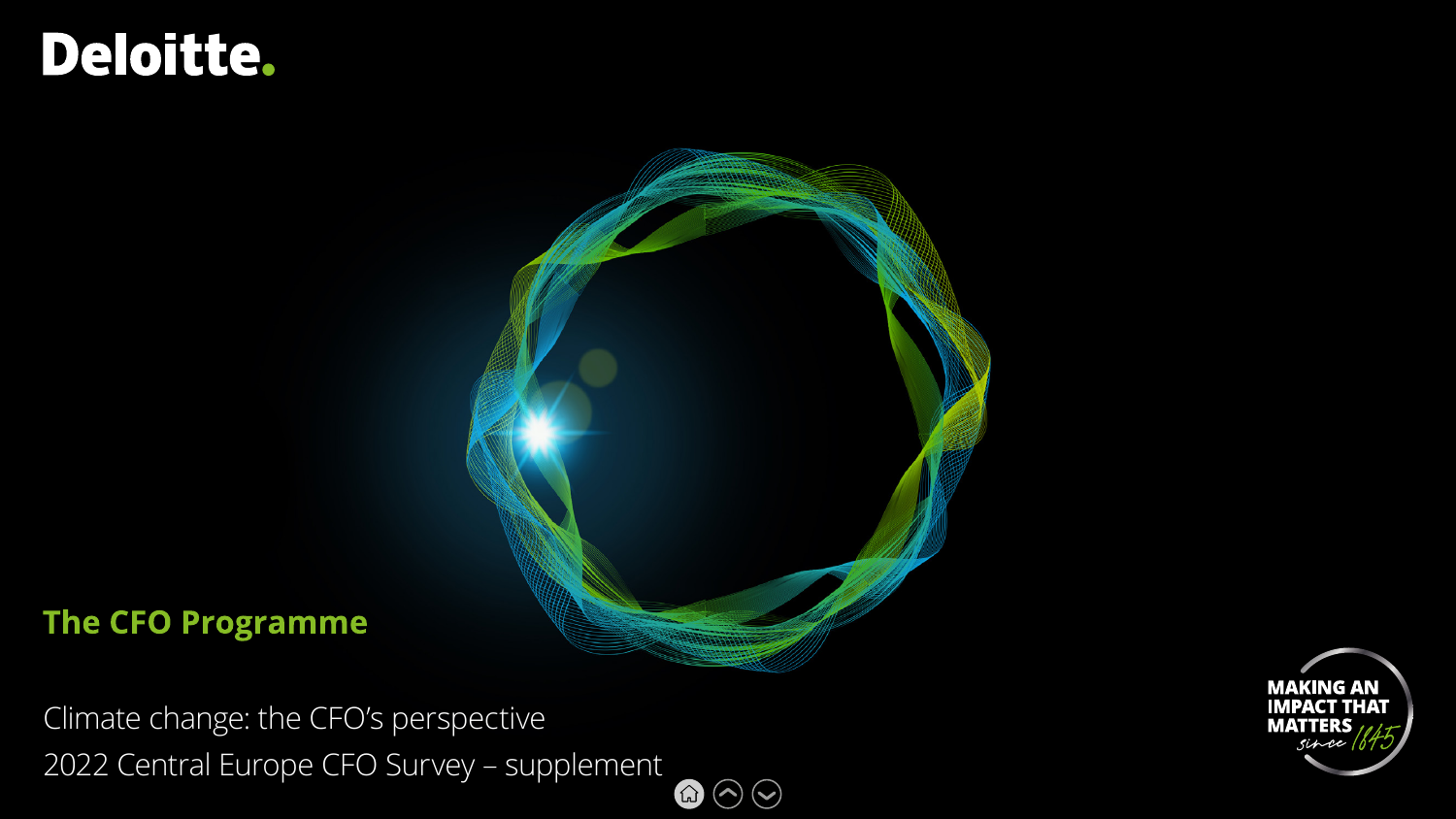Deloitte.

## The CFO Programme

Climate change: the CFO's perspective
2022 Central Europe CFO Survey – supplement

MAKING AN IMPACT THAT MATTERS since 1845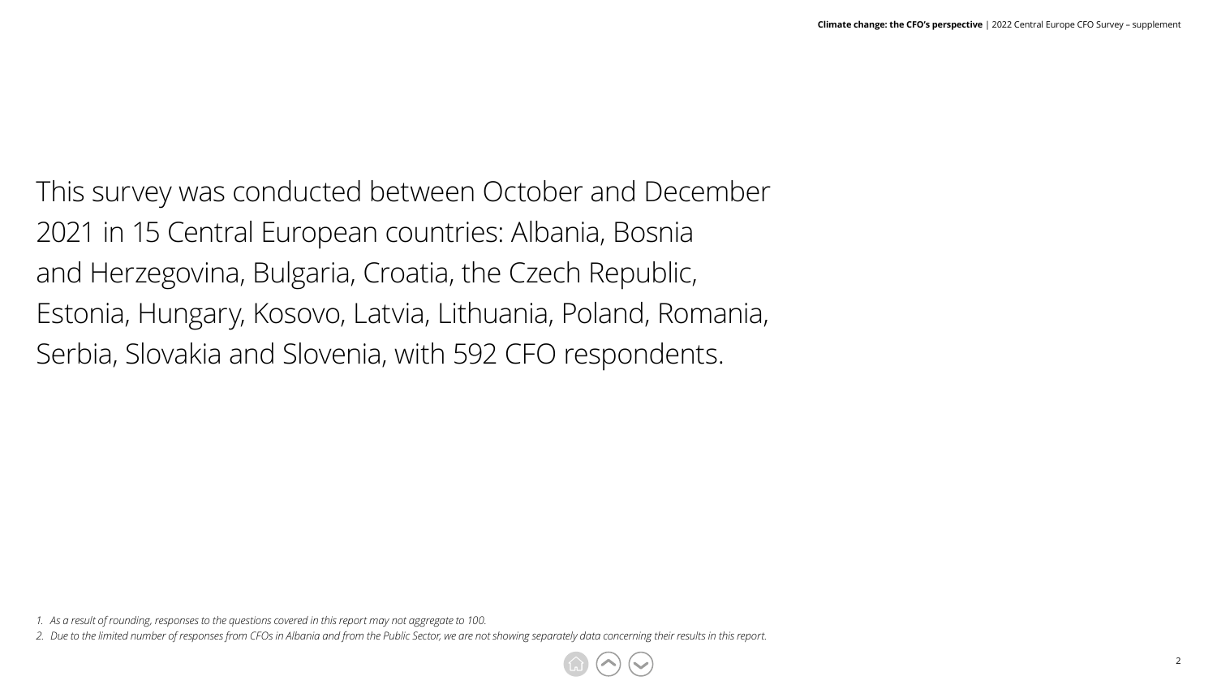This survey was conducted between October and December 2021 in 15 Central European countries: Albania, Bosnia and Herzegovina, Bulgaria, Croatia, the Czech Republic, Estonia, Hungary, Kosovo, Latvia, Lithuania, Poland, Romania, Serbia, Slovakia and Slovenia, with 592 CFO respondents.

1. *As a result of rounding, responses to the questions covered in this report may not aggregate to 100.*
2. *Due to the limited number of responses from CFOs in Albania and from the Public Sector, we are not showing separately data concerning their results in this report.*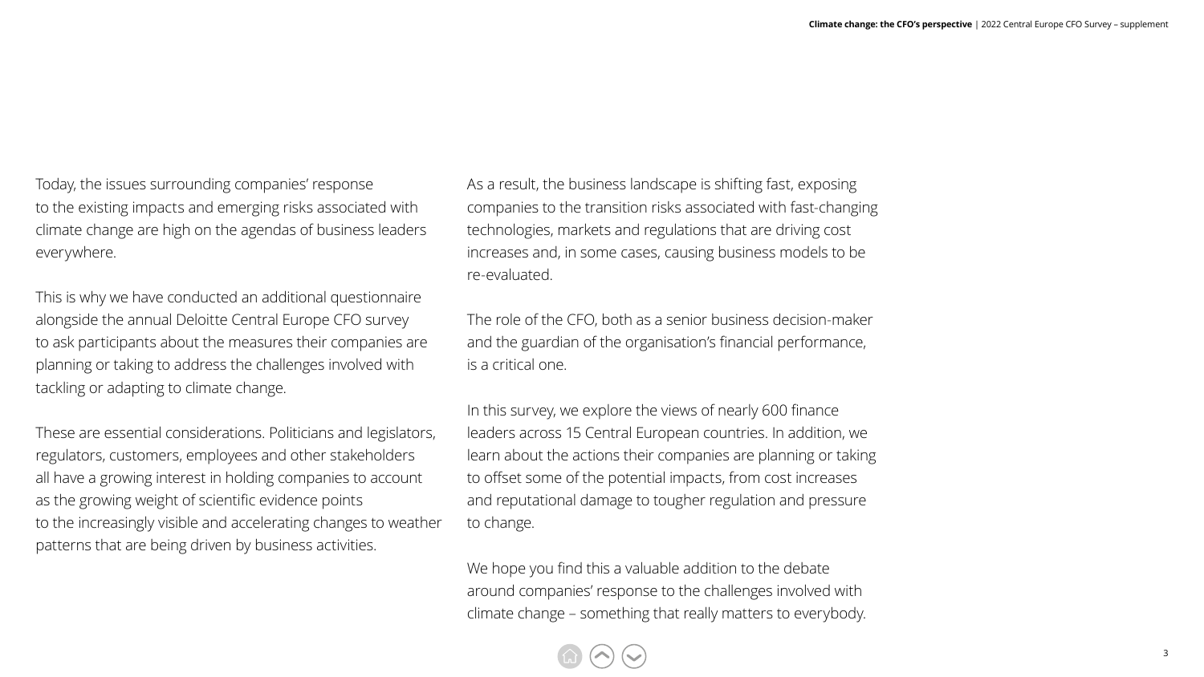Today, the issues surrounding companies' response to the existing impacts and emerging risks associated with climate change are high on the agendas of business leaders everywhere.

This is why we have conducted an additional questionnaire alongside the annual Deloitte Central Europe CFO survey to ask participants about the measures their companies are planning or taking to address the challenges involved with tackling or adapting to climate change.

These are essential considerations. Politicians and legislators, regulators, customers, employees and other stakeholders all have a growing interest in holding companies to account as the growing weight of scientific evidence points to the increasingly visible and accelerating changes to weather patterns that are being driven by business activities.

As a result, the business landscape is shifting fast, exposing companies to the transition risks associated with fast-changing technologies, markets and regulations that are driving cost increases and, in some cases, causing business models to be re-evaluated.

The role of the CFO, both as a senior business decision-maker and the guardian of the organisation's financial performance, is a critical one.

In this survey, we explore the views of nearly 600 finance leaders across 15 Central European countries. In addition, we learn about the actions their companies are planning or taking to offset some of the potential impacts, from cost increases and reputational damage to tougher regulation and pressure to change.

We hope you find this a valuable addition to the debate around companies' response to the challenges involved with climate change – something that really matters to everybody.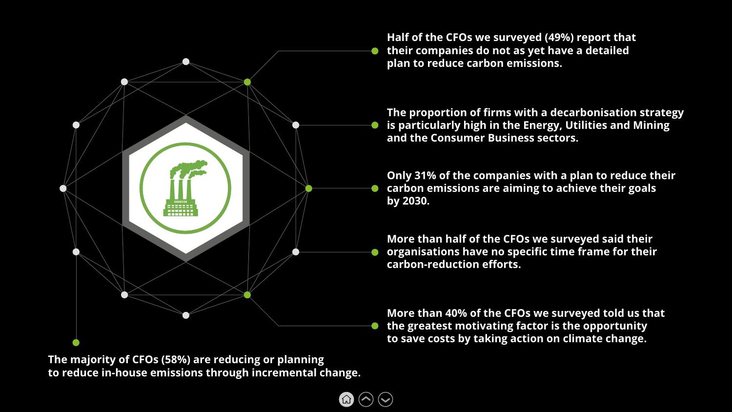Half of the CFOs we surveyed (49%) report that their companies do not as yet have a detailed plan to reduce carbon emissions.

The proportion of firms with a decarbonisation strategy is particularly high in the Energy, Utilities and Mining and the Consumer Business sectors.

Only 31% of the companies with a plan to reduce their carbon emissions are aiming to achieve their goals by 2030.

More than half of the CFOs we surveyed said their organisations have no specific time frame for their carbon-reduction efforts.

More than 40% of the CFOs we surveyed told us that the greatest motivating factor is the opportunity to save costs by taking action on climate change.

The majority of CFOs (58%) are reducing or planning to reduce in-house emissions through incremental change.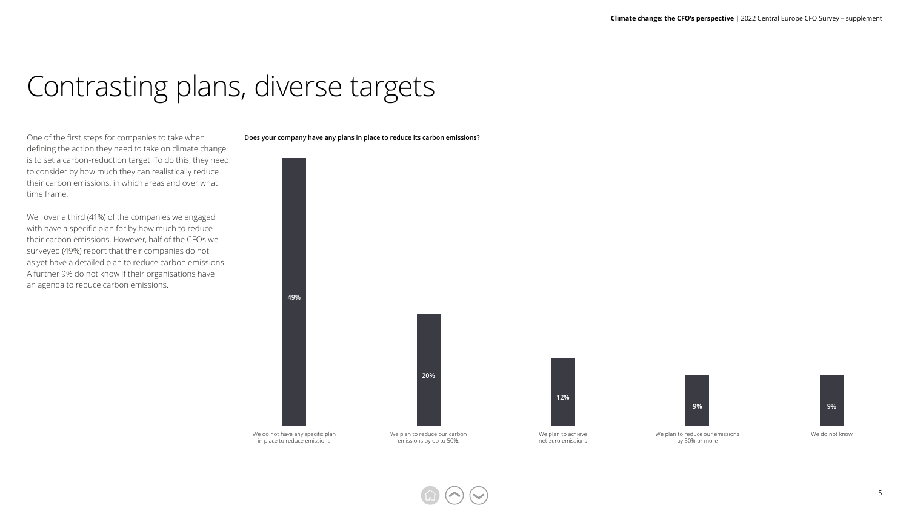# Contrasting plans, diverse targets

One of the first steps for companies to take when defining the action they need to take on climate change is to set a carbon-reduction target. To do this, they need to consider by how much they can realistically reduce their carbon emissions, in which areas and over what time frame.

Well over a third (41%) of the companies we engaged with have a specific plan for by how much to reduce their carbon emissions. However, half of the CFOs we surveyed (49%) report that their companies do not as yet have a detailed plan to reduce carbon emissions. A further 9% do not know if their organisations have an agenda to reduce carbon emissions.

**Does your company have any plans in place to reduce its carbon emissions?**

| Response | % |
| --- | --- |
| We do not have any specific plan in place to reduce emissions | 49% |
| We plan to reduce our carbon emissions by up to 50%. | 20% |
| We plan to achieve net-zero emissions | 12% |
| We plan to reduce our emissions by 50% or more | 9% |
| We do not know | 9% |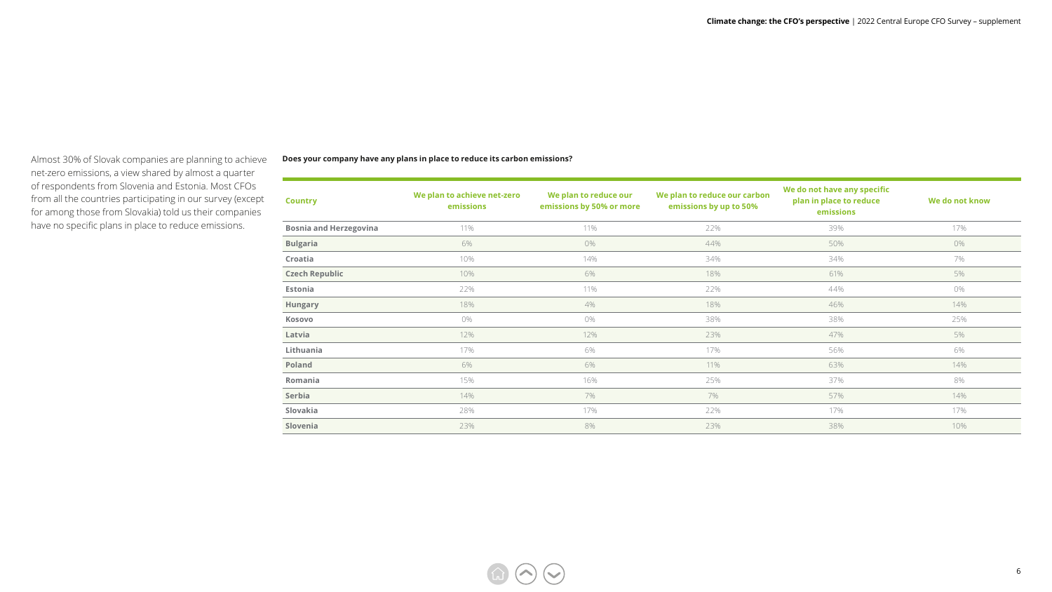Almost 30% of Slovak companies are planning to achieve net-zero emissions, a view shared by almost a quarter of respondents from Slovenia and Estonia. Most CFOs from all the countries participating in our survey (except for among those from Slovakia) told us their companies have no specific plans in place to reduce emissions.

**Does your company have any plans in place to reduce its carbon emissions?**

| Country | We plan to achieve net-zero emissions | We plan to reduce our emissions by 50% or more | We plan to reduce our carbon emissions by up to 50% | We do not have any specific plan in place to reduce emissions | We do not know |
|---|---|---|---|---|---|
| Bosnia and Herzegovina | 11% | 11% | 22% | 39% | 17% |
| Bulgaria | 6% | 0% | 44% | 50% | 0% |
| Croatia | 10% | 14% | 34% | 34% | 7% |
| Czech Republic | 10% | 6% | 18% | 61% | 5% |
| Estonia | 22% | 11% | 22% | 44% | 0% |
| Hungary | 18% | 4% | 18% | 46% | 14% |
| Kosovo | 0% | 0% | 38% | 38% | 25% |
| Latvia | 12% | 12% | 23% | 47% | 5% |
| Lithuania | 17% | 6% | 17% | 56% | 6% |
| Poland | 6% | 6% | 11% | 63% | 14% |
| Romania | 15% | 16% | 25% | 37% | 8% |
| Serbia | 14% | 7% | 7% | 57% | 14% |
| Slovakia | 28% | 17% | 22% | 17% | 17% |
| Slovenia | 23% | 8% | 23% | 38% | 10% |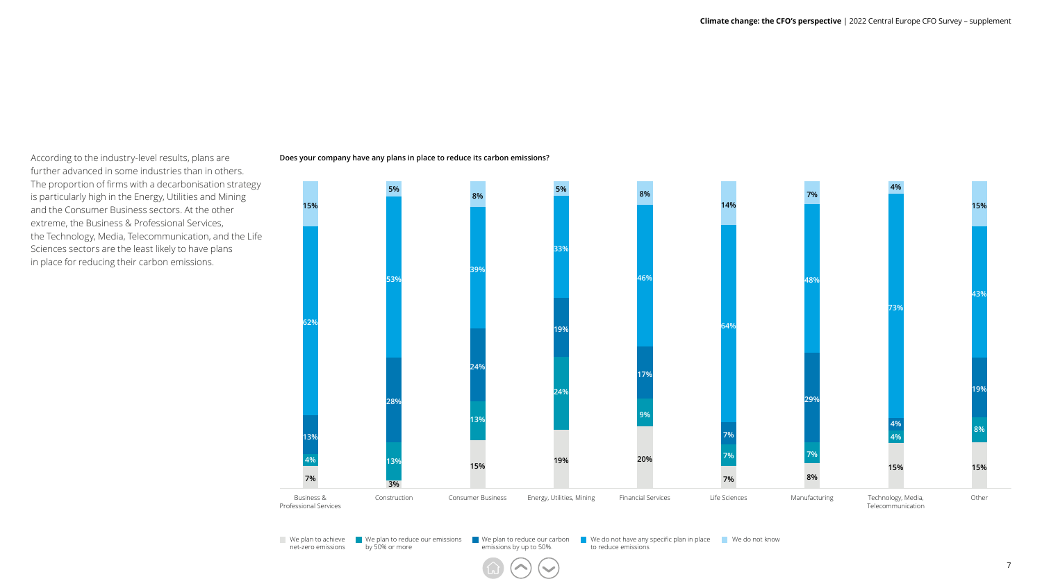According to the industry-level results, plans are further advanced in some industries than in others. The proportion of firms with a decarbonisation strategy is particularly high in the Energy, Utilities and Mining and the Consumer Business sectors. At the other extreme, the Business & Professional Services, the Technology, Media, Telecommunication, and the Life Sciences sectors are the least likely to have plans in place for reducing their carbon emissions.

**Does your company have any plans in place to reduce its carbon emissions?**

| Industry | We plan to achieve net-zero emissions | We plan to reduce our emissions by 50% or more | We plan to reduce our carbon emissions by up to 50%. | We do not have any specific plan in place to reduce emissions | We do not know |
|---|---|---|---|---|---|
| Business & Professional Services | 7% | 4% | 13% | 62% | 15% |
| Construction | 3% | 13% | 28% | 53% | 5% |
| Consumer Business | 15% | 13% | 24% | 39% | 8% |
| Energy, Utilities, Mining | 19% | 24% | 19% | 33% | 5% |
| Financial Services | 20% | 9% | 17% | 46% | 8% |
| Life Sciences | 7% | 7% | 7% | 64% | 14% |
| Manufacturing | 8% | 7% | 29% | 48% | 7% |
| Technology, Media, Telecommunication | 15% | 4% | 4% | 73% | 4% |
| Other | 15% | 8% | 19% | 43% | 15% |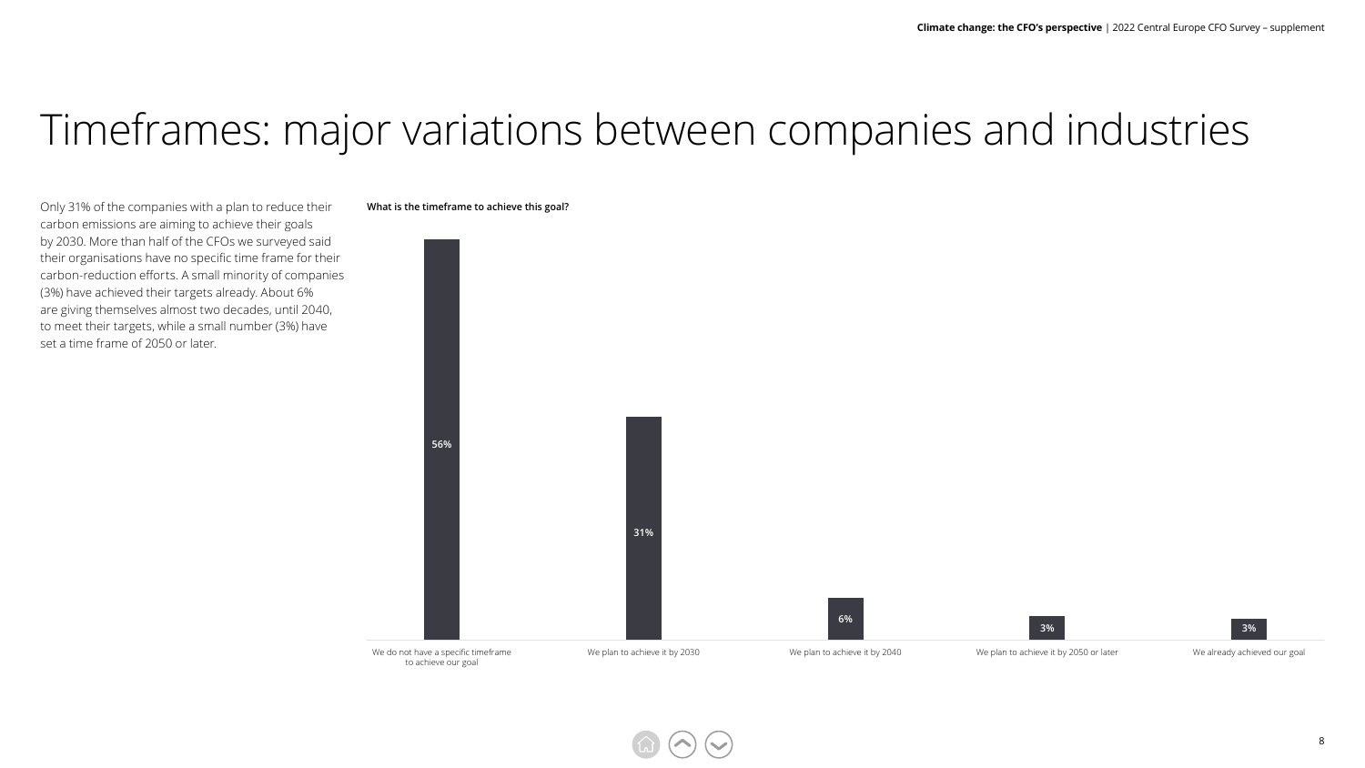# Timeframes: major variations between companies and industries

Only 31% of the companies with a plan to reduce their carbon emissions are aiming to achieve their goals by 2030. More than half of the CFOs we surveyed said their organisations have no specific time frame for their carbon-reduction efforts. A small minority of companies (3%) have achieved their targets already. About 6% are giving themselves almost two decades, until 2040, to meet their targets, while a small number (3%) have set a time frame of 2050 or later.

**What is the timeframe to achieve this goal?**

| Response | % |
| --- | --- |
| We do not have a specific timeframe to achieve our goal | 56% |
| We plan to achieve it by 2030 | 31% |
| We plan to achieve it by 2040 | 6% |
| We plan to achieve it by 2050 or later | 3% |
| We already achieved our goal | 3% |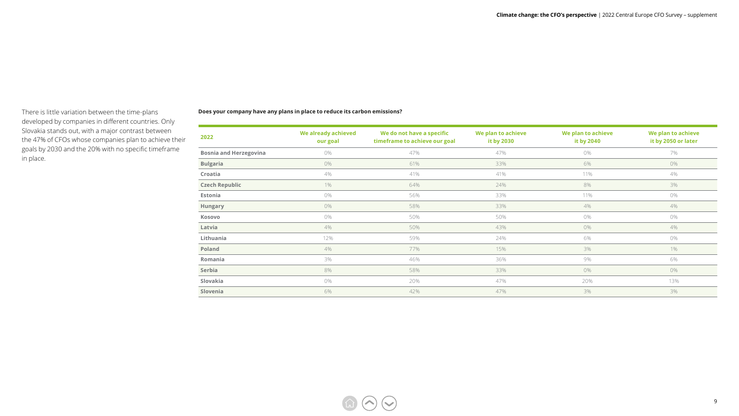There is little variation between the time-plans developed by companies in different countries. Only Slovakia stands out, with a major contrast between the 47% of CFOs whose companies plan to achieve their goals by 2030 and the 20% with no specific timeframe in place.

**Does your company have any plans in place to reduce its carbon emissions?**

| 2022 | We already achieved our goal | We do not have a specific timeframe to achieve our goal | We plan to achieve it by 2030 | We plan to achieve it by 2040 | We plan to achieve it by 2050 or later |
|---|---|---|---|---|---|
| Bosnia and Herzegovina | 0% | 47% | 47% | 0% | 7% |
| Bulgaria | 0% | 61% | 33% | 6% | 0% |
| Croatia | 4% | 41% | 41% | 11% | 4% |
| Czech Republic | 1% | 64% | 24% | 8% | 3% |
| Estonia | 0% | 56% | 33% | 11% | 0% |
| Hungary | 0% | 58% | 33% | 4% | 4% |
| Kosovo | 0% | 50% | 50% | 0% | 0% |
| Latvia | 4% | 50% | 43% | 0% | 4% |
| Lithuania | 12% | 59% | 24% | 6% | 0% |
| Poland | 4% | 77% | 15% | 3% | 1% |
| Romania | 3% | 46% | 36% | 9% | 6% |
| Serbia | 8% | 58% | 33% | 0% | 0% |
| Slovakia | 0% | 20% | 47% | 20% | 13% |
| Slovenia | 6% | 42% | 47% | 3% | 3% |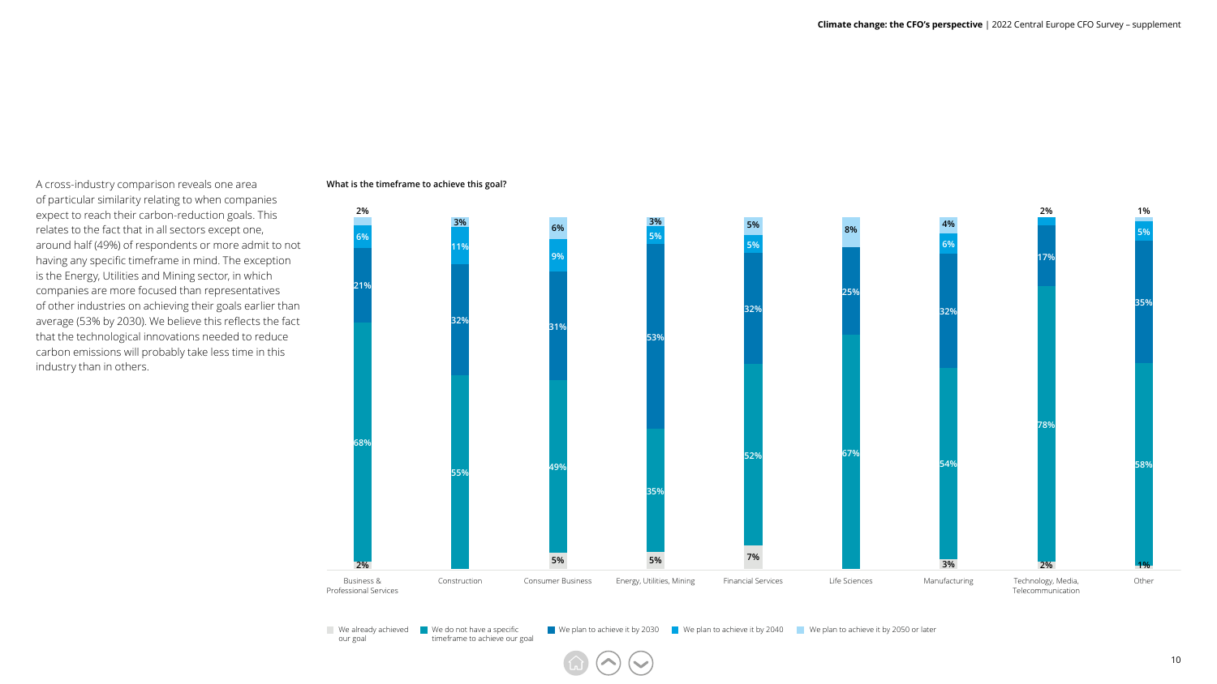A cross-industry comparison reveals one area of particular similarity relating to when companies expect to reach their carbon-reduction goals. This relates to the fact that in all sectors except one, around half (49%) of respondents or more admit to not having any specific timeframe in mind. The exception is the Energy, Utilities and Mining sector, in which companies are more focused than representatives of other industries on achieving their goals earlier than average (53% by 2030). We believe this reflects the fact that the technological innovations needed to reduce carbon emissions will probably take less time in this industry than in others.

**What is the timeframe to achieve this goal?**

| Industry | We already achieved our goal | We do not have a specific timeframe to achieve our goal | We plan to achieve it by 2030 | We plan to achieve it by 2040 | We plan to achieve it by 2050 or later |
|---|---|---|---|---|---|
| Business & Professional Services | 2% | 68% | 21% | 6% | 2% |
| Construction | | 55% | 32% | 11% | 3% |
| Consumer Business | 5% | 49% | 31% | 9% | 6% |
| Energy, Utilities, Mining | 5% | 35% | 53% | 5% | 3% |
| Financial Services | 7% | 52% | 32% | 5% | 5% |
| Life Sciences | | 67% | 25% | | 8% |
| Manufacturing | 3% | 54% | 32% | 6% | 4% |
| Technology, Media, Telecommunication | 2% | 78% | 17% | 2% | |
| Other | 1% | 58% | 35% | 5% | 1% |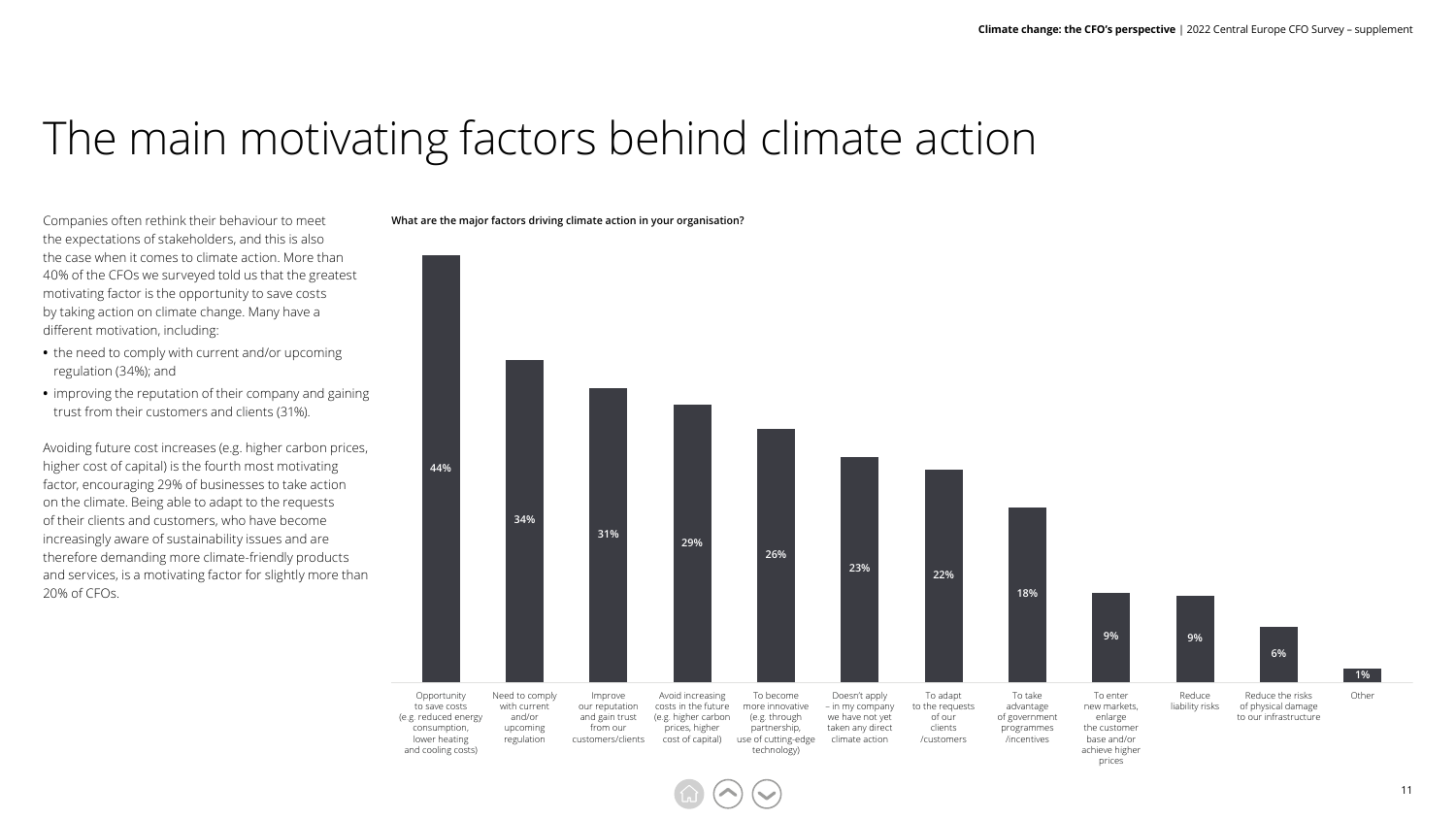# The main motivating factors behind climate action

Companies often rethink their behaviour to meet the expectations of stakeholders, and this is also the case when it comes to climate action. More than 40% of the CFOs we surveyed told us that the greatest motivating factor is the opportunity to save costs by taking action on climate change. Many have a different motivation, including:

- the need to comply with current and/or upcoming regulation (34%); and
- improving the reputation of their company and gaining trust from their customers and clients (31%).

Avoiding future cost increases (e.g. higher carbon prices, higher cost of capital) is the fourth most motivating factor, encouraging 29% of businesses to take action on the climate. Being able to adapt to the requests of their clients and customers, who have become increasingly aware of sustainability issues and are therefore demanding more climate-friendly products and services, is a motivating factor for slightly more than 20% of CFOs.

**What are the major factors driving climate action in your organisation?**

| Factor | % |
|---|---|
| Opportunity to save costs (e.g. reduced energy consumption, lower heating and cooling costs) | 44% |
| Need to comply with current and/or upcoming regulation | 34% |
| Improve our reputation and gain trust from our customers/clients | 31% |
| Avoid increasing costs in the future (e.g. higher carbon prices, higher cost of capital) | 29% |
| To become more innovative (e.g. through partnership, use of cutting-edge technology) | 26% |
| Doesn't apply – in my company we have not yet taken any direct climate action | 23% |
| To adapt to the requests of our clients /customers | 22% |
| To take advantage of government programmes /incentives | 18% |
| To enter new markets, enlarge the customer base and/or achieve higher prices | 9% |
| Reduce liability risks | 9% |
| Reduce the risks of physical damage to our infrastructure | 6% |
| Other | 1% |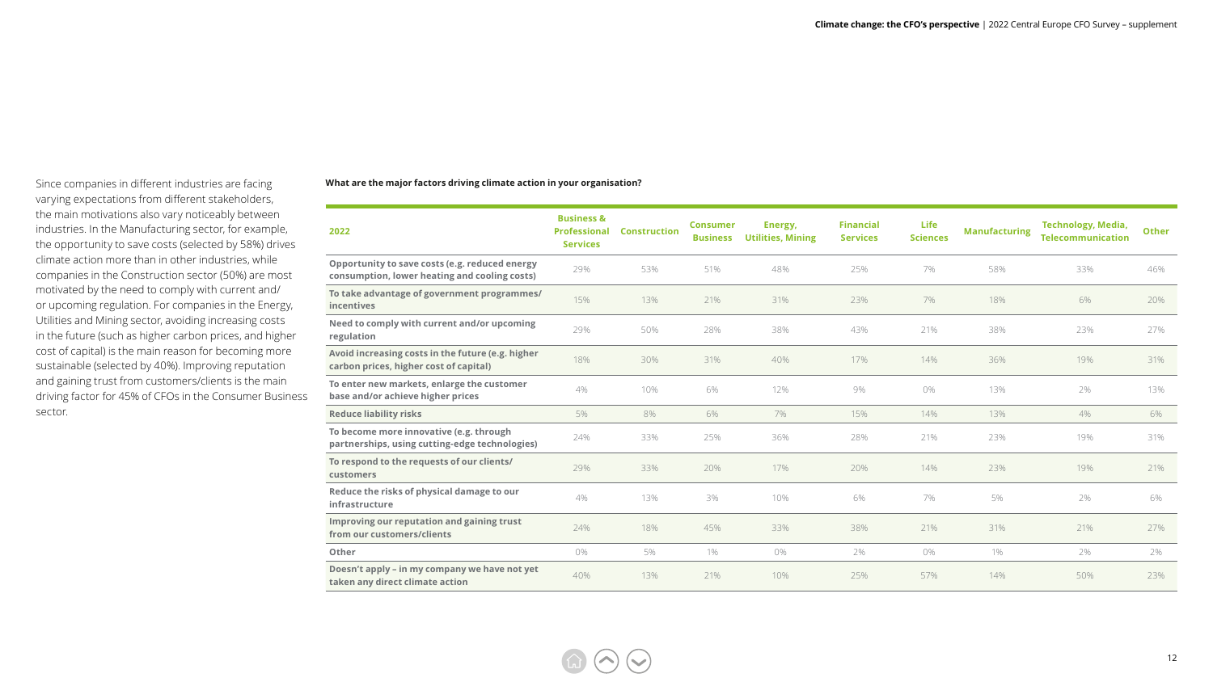Since companies in different industries are facing varying expectations from different stakeholders, the main motivations also vary noticeably between industries. In the Manufacturing sector, for example, the opportunity to save costs (selected by 58%) drives climate action more than in other industries, while companies in the Construction sector (50%) are most motivated by the need to comply with current and/or upcoming regulation. For companies in the Energy, Utilities and Mining sector, avoiding increasing costs in the future (such as higher carbon prices, and higher cost of capital) is the main reason for becoming more sustainable (selected by 40%). Improving reputation and gaining trust from customers/clients is the main driving factor for 45% of CFOs in the Consumer Business sector.

**What are the major factors driving climate action in your organisation?**

| 2022 | Business & Professional Services | Construction | Consumer Business | Energy, Utilities, Mining | Financial Services | Life Sciences | Manufacturing | Technology, Media, Telecommunication | Other |
|---|---|---|---|---|---|---|---|---|---|
| Opportunity to save costs (e.g. reduced energy consumption, lower heating and cooling costs) | 29% | 53% | 51% | 48% | 25% | 7% | 58% | 33% | 46% |
| To take advantage of government programmes/incentives | 15% | 13% | 21% | 31% | 23% | 7% | 18% | 6% | 20% |
| Need to comply with current and/or upcoming regulation | 29% | 50% | 28% | 38% | 43% | 21% | 38% | 23% | 27% |
| Avoid increasing costs in the future (e.g. higher carbon prices, higher cost of capital) | 18% | 30% | 31% | 40% | 17% | 14% | 36% | 19% | 31% |
| To enter new markets, enlarge the customer base and/or achieve higher prices | 4% | 10% | 6% | 12% | 9% | 0% | 13% | 2% | 13% |
| Reduce liability risks | 5% | 8% | 6% | 7% | 15% | 14% | 13% | 4% | 6% |
| To become more innovative (e.g. through partnerships, using cutting-edge technologies) | 24% | 33% | 25% | 36% | 28% | 21% | 23% | 19% | 31% |
| To respond to the requests of our clients/customers | 29% | 33% | 20% | 17% | 20% | 14% | 23% | 19% | 21% |
| Reduce the risks of physical damage to our infrastructure | 4% | 13% | 3% | 10% | 6% | 7% | 5% | 2% | 6% |
| Improving our reputation and gaining trust from our customers/clients | 24% | 18% | 45% | 33% | 38% | 21% | 31% | 21% | 27% |
| Other | 0% | 5% | 1% | 0% | 2% | 0% | 1% | 2% | 2% |
| Doesn't apply – in my company we have not yet taken any direct climate action | 40% | 13% | 21% | 10% | 25% | 57% | 14% | 50% | 23% |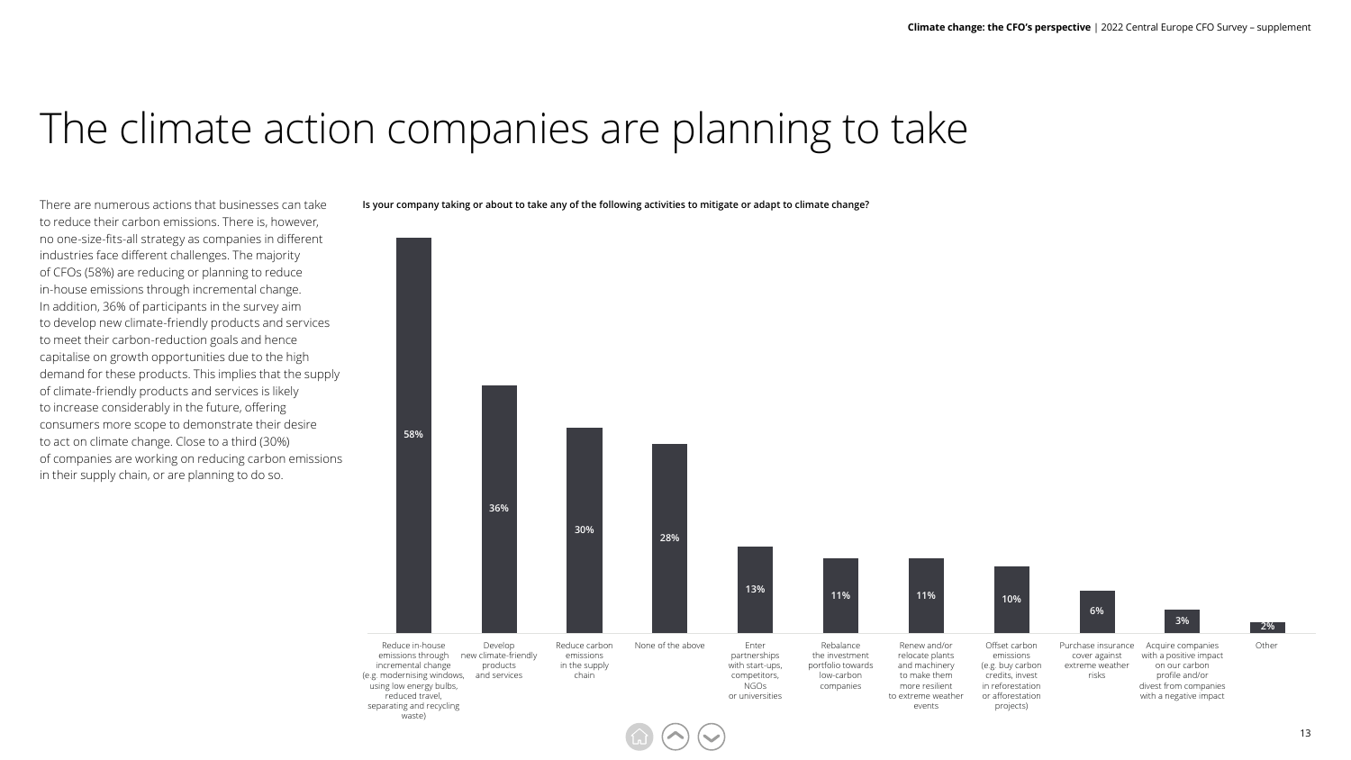# The climate action companies are planning to take

There are numerous actions that businesses can take to reduce their carbon emissions. There is, however, no one-size-fits-all strategy as companies in different industries face different challenges. The majority of CFOs (58%) are reducing or planning to reduce in-house emissions through incremental change. In addition, 36% of participants in the survey aim to develop new climate-friendly products and services to meet their carbon-reduction goals and hence capitalise on growth opportunities due to the high demand for these products. This implies that the supply of climate-friendly products and services is likely to increase considerably in the future, offering consumers more scope to demonstrate their desire to act on climate change. Close to a third (30%) of companies are working on reducing carbon emissions in their supply chain, or are planning to do so.

**Is your company taking or about to take any of the following activities to mitigate or adapt to climate change?**

| Activity | Share |
|---|---|
| Reduce in-house emissions through incremental change (e.g. modernising windows, using low energy bulbs, reduced travel, separating and recycling waste) | 58% |
| Develop new climate-friendly products and services | 36% |
| Reduce carbon emissions in the supply chain | 30% |
| None of the above | 28% |
| Enter partnerships with start-ups, competitors, NGOs or universities | 13% |
| Rebalance the investment portfolio towards low-carbon companies | 11% |
| Renew and/or relocate plants and machinery to make them more resilient to extreme weather events | 11% |
| Offset carbon emissions (e.g. buy carbon credits, invest in reforestation or afforestation projects) | 10% |
| Purchase insurance cover against extreme weather risks | 6% |
| Acquire companies with a positive impact on our carbon profile and/or divest from companies with a negative impact | 3% |
| Other | 2% |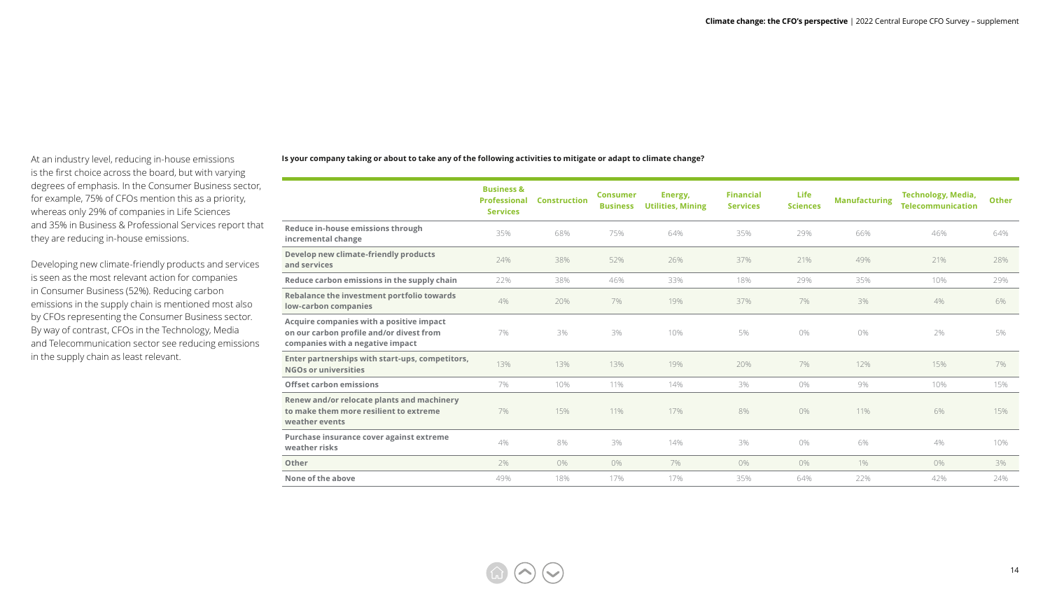At an industry level, reducing in-house emissions is the first choice across the board, but with varying degrees of emphasis. In the Consumer Business sector, for example, 75% of CFOs mention this as a priority, whereas only 29% of companies in Life Sciences and 35% in Business & Professional Services report that they are reducing in-house emissions.

Developing new climate-friendly products and services is seen as the most relevant action for companies in Consumer Business (52%). Reducing carbon emissions in the supply chain is mentioned most also by CFOs representing the Consumer Business sector. By way of contrast, CFOs in the Technology, Media and Telecommunication sector see reducing emissions in the supply chain as least relevant.

**Is your company taking or about to take any of the following activities to mitigate or adapt to climate change?**

| | Business & Professional Services | Construction | Consumer Business | Energy, Utilities, Mining | Financial Services | Life Sciences | Manufacturing | Technology, Media, Telecommunication | Other |
|---|---|---|---|---|---|---|---|---|---|
| **Reduce in-house emissions through incremental change** | 35% | 68% | 75% | 64% | 35% | 29% | 66% | 46% | 64% |
| **Develop new climate-friendly products and services** | 24% | 38% | 52% | 26% | 37% | 21% | 49% | 21% | 28% |
| **Reduce carbon emissions in the supply chain** | 22% | 38% | 46% | 33% | 18% | 29% | 35% | 10% | 29% |
| **Rebalance the investment portfolio towards low-carbon companies** | 4% | 20% | 7% | 19% | 37% | 7% | 3% | 4% | 6% |
| **Acquire companies with a positive impact on our carbon profile and/or divest from companies with a negative impact** | 7% | 3% | 3% | 10% | 5% | 0% | 0% | 2% | 5% |
| **Enter partnerships with start-ups, competitors, NGOs or universities** | 13% | 13% | 13% | 19% | 20% | 7% | 12% | 15% | 7% |
| **Offset carbon emissions** | 7% | 10% | 11% | 14% | 3% | 0% | 9% | 10% | 15% |
| **Renew and/or relocate plants and machinery to make them more resilient to extreme weather events** | 7% | 15% | 11% | 17% | 8% | 0% | 11% | 6% | 15% |
| **Purchase insurance cover against extreme weather risks** | 4% | 8% | 3% | 14% | 3% | 0% | 6% | 4% | 10% |
| **Other** | 2% | 0% | 0% | 7% | 0% | 0% | 1% | 0% | 3% |
| **None of the above** | 49% | 18% | 17% | 17% | 35% | 64% | 22% | 42% | 24% |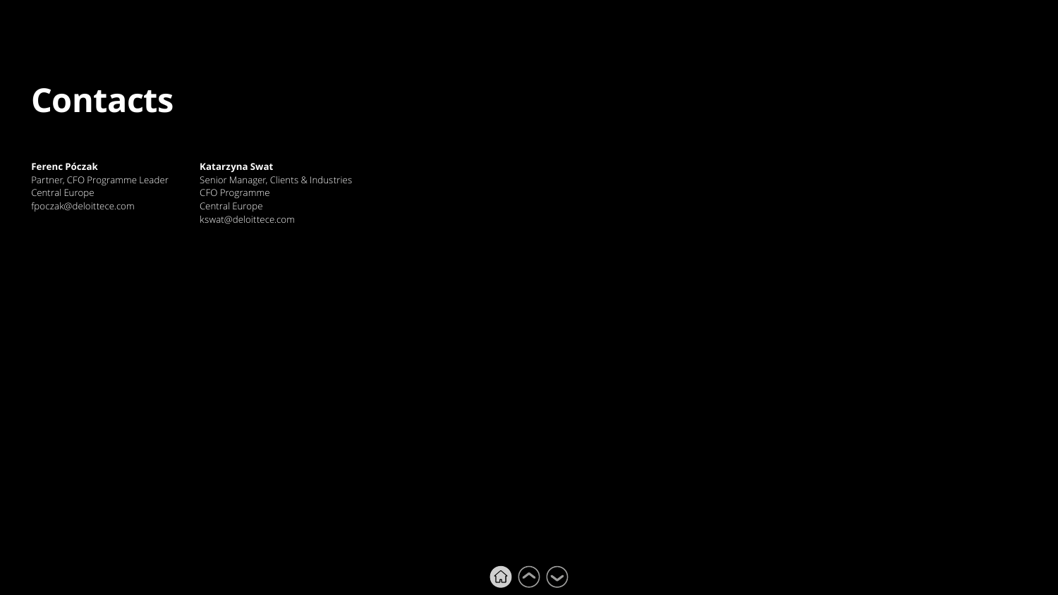# Contacts

**Ferenc Póczak**
Partner, CFO Programme Leader
Central Europe
fpoczak@deloittece.com

**Katarzyna Swat**
Senior Manager, Clients & Industries
CFO Programme
Central Europe
kswat@deloittece.com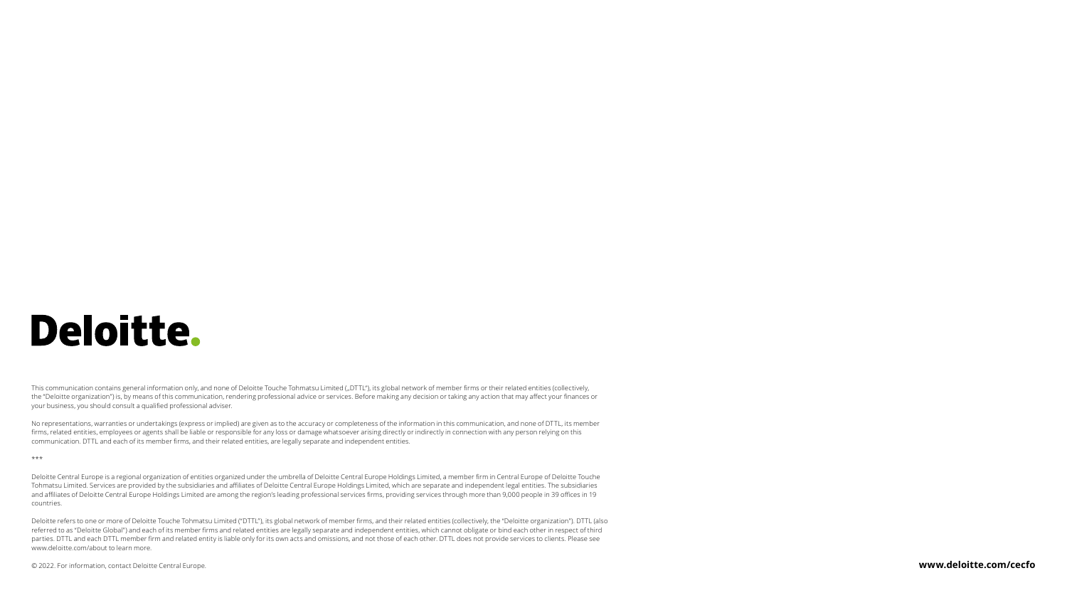# Deloitte.

This communication contains general information only, and none of Deloitte Touche Tohmatsu Limited („DTTL"), its global network of member firms or their related entities (collectively, the "Deloitte organization") is, by means of this communication, rendering professional advice or services. Before making any decision or taking any action that may affect your finances or your business, you should consult a qualified professional adviser.

No representations, warranties or undertakings (express or implied) are given as to the accuracy or completeness of the information in this communication, and none of DTTL, its member firms, related entities, employees or agents shall be liable or responsible for any loss or damage whatsoever arising directly or indirectly in connection with any person relying on this communication. DTTL and each of its member firms, and their related entities, are legally separate and independent entities.

***

Deloitte Central Europe is a regional organization of entities organized under the umbrella of Deloitte Central Europe Holdings Limited, a member firm in Central Europe of Deloitte Touche Tohmatsu Limited. Services are provided by the subsidiaries and affiliates of Deloitte Central Europe Holdings Limited, which are separate and independent legal entities. The subsidiaries and affiliates of Deloitte Central Europe Holdings Limited are among the region's leading professional services firms, providing services through more than 9,000 people in 39 offices in 19 countries.

Deloitte refers to one or more of Deloitte Touche Tohmatsu Limited ("DTTL"), its global network of member firms, and their related entities (collectively, the "Deloitte organization"). DTTL (also referred to as "Deloitte Global") and each of its member firms and related entities are legally separate and independent entities, which cannot obligate or bind each other in respect of third parties. DTTL and each DTTL member firm and related entity is liable only for its own acts and omissions, and not those of each other. DTTL does not provide services to clients. Please see www.deloitte.com/about to learn more.

© 2022. For information, contact Deloitte Central Europe.

**www.deloitte.com/cecfo**